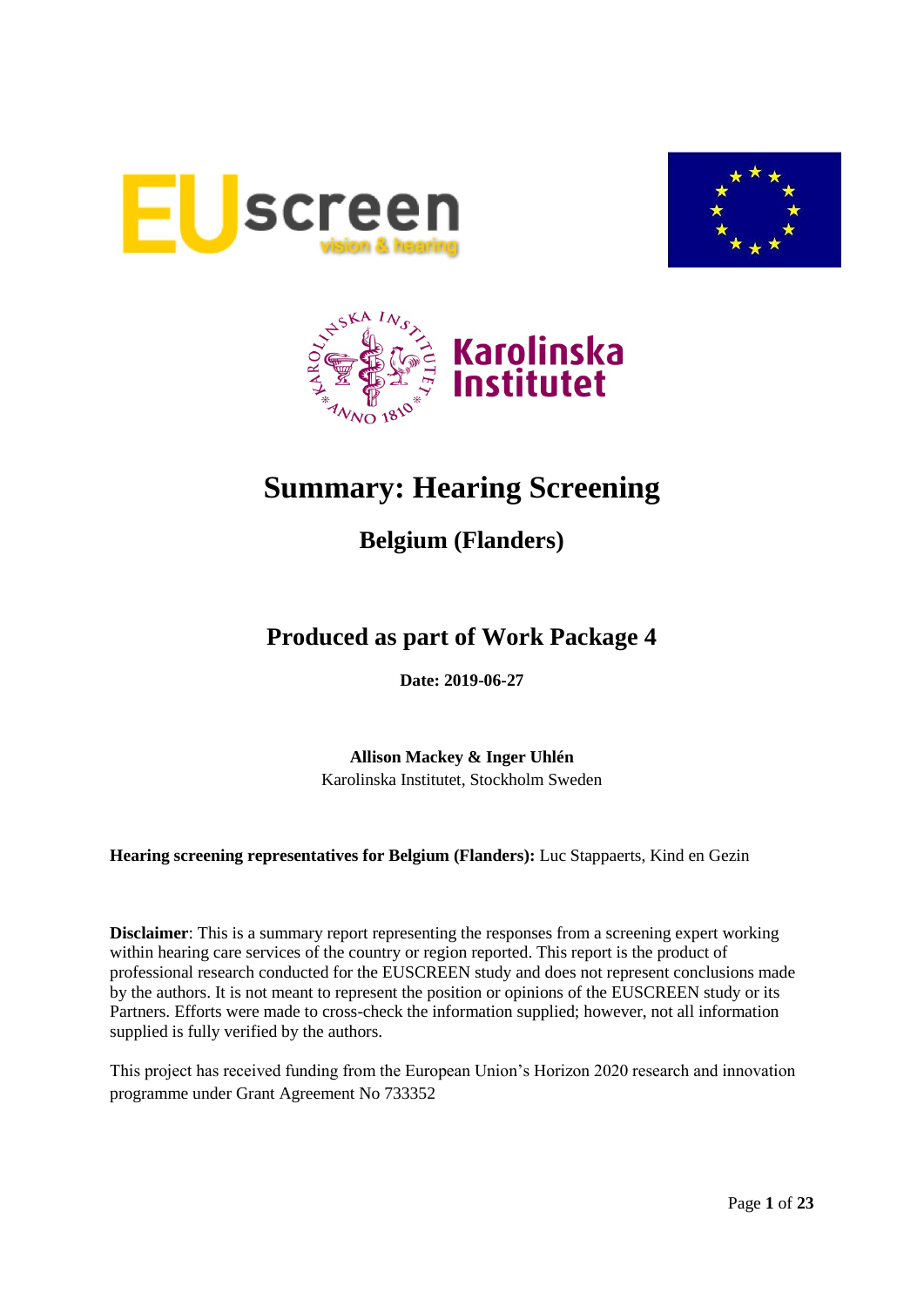# Summary: Hearing Screening

## Belgium (Flanders)

## Produced as part of Work Package 4

**Date: 2019-06-27**

**Allison Mackey & Inger Uhlén**
Karolinska Institutet, Stockholm Sweden

**Hearing screening representatives for Belgium (Flanders):** Luc Stappaerts, Kind en Gezin

**Disclaimer**: This is a summary report representing the responses from a screening expert working within hearing care services of the country or region reported. This report is the product of professional research conducted for the EUSCREEN study and does not represent conclusions made by the authors. It is not meant to represent the position or opinions of the EUSCREEN study or its Partners. Efforts were made to cross-check the information supplied; however, not all information supplied is fully verified by the authors.

This project has received funding from the European Union's Horizon 2020 research and innovation programme under Grant Agreement No 733352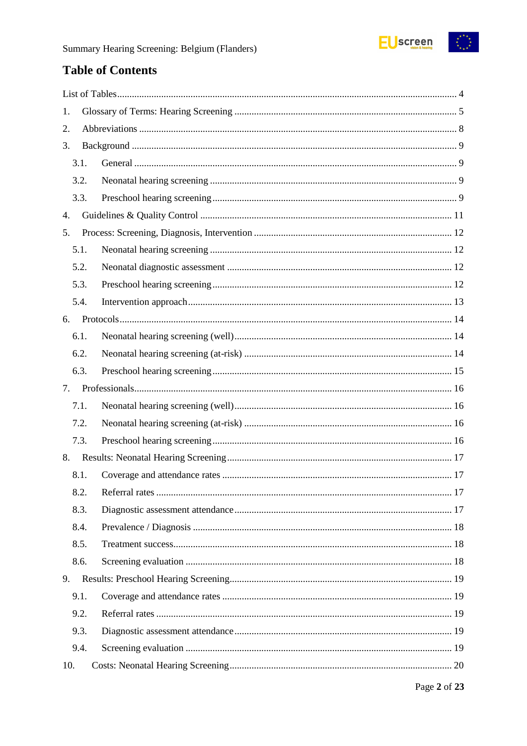# Table of Contents

List of Tables ..... 4

1. Glossary of Terms: Hearing Screening ..... 5
2. Abbreviations ..... 8
3. Background ..... 9
   - 3.1. General ..... 9
   - 3.2. Neonatal hearing screening ..... 9
   - 3.3. Preschool hearing screening ..... 9
4. Guidelines & Quality Control ..... 11
5. Process: Screening, Diagnosis, Intervention ..... 12
   - 5.1. Neonatal hearing screening ..... 12
   - 5.2. Neonatal diagnostic assessment ..... 12
   - 5.3. Preschool hearing screening ..... 12
   - 5.4. Intervention approach ..... 13
6. Protocols ..... 14
   - 6.1. Neonatal hearing screening (well) ..... 14
   - 6.2. Neonatal hearing screening (at-risk) ..... 14
   - 6.3. Preschool hearing screening ..... 15
7. Professionals ..... 16
   - 7.1. Neonatal hearing screening (well) ..... 16
   - 7.2. Neonatal hearing screening (at-risk) ..... 16
   - 7.3. Preschool hearing screening ..... 16
8. Results: Neonatal Hearing Screening ..... 17
   - 8.1. Coverage and attendance rates ..... 17
   - 8.2. Referral rates ..... 17
   - 8.3. Diagnostic assessment attendance ..... 17
   - 8.4. Prevalence / Diagnosis ..... 18
   - 8.5. Treatment success ..... 18
   - 8.6. Screening evaluation ..... 18
9. Results: Preschool Hearing Screening ..... 19
   - 9.1. Coverage and attendance rates ..... 19
   - 9.2. Referral rates ..... 19
   - 9.3. Diagnostic assessment attendance ..... 19
   - 9.4. Screening evaluation ..... 19
10. Costs: Neonatal Hearing Screening ..... 20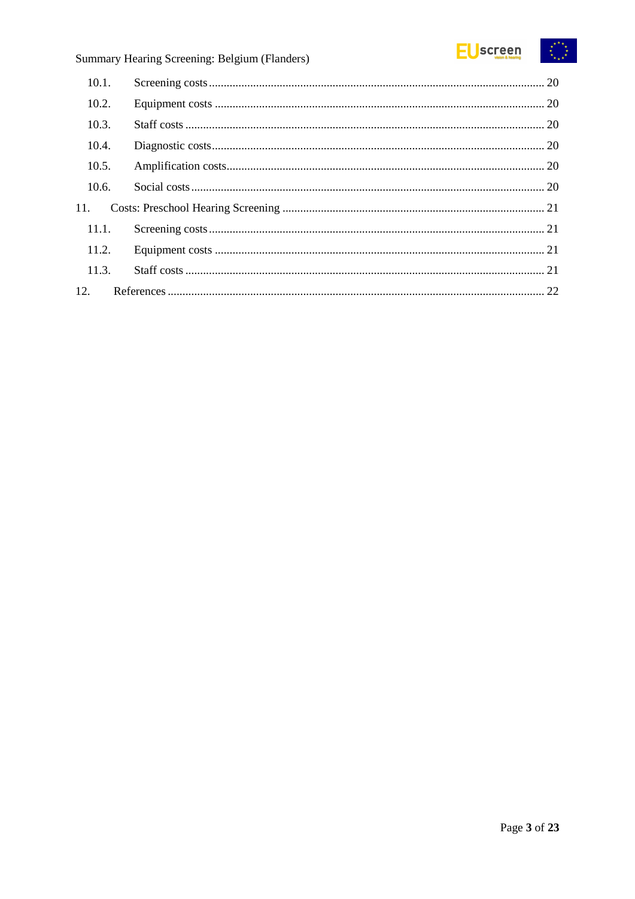10.1. Screening costs ... 20

10.2. Equipment costs ... 20

10.3. Staff costs ... 20

10.4. Diagnostic costs ... 20

10.5. Amplification costs ... 20

10.6. Social costs ... 20

11. Costs: Preschool Hearing Screening ... 21

11.1. Screening costs ... 21

11.2. Equipment costs ... 21

11.3. Staff costs ... 21

12. References ... 22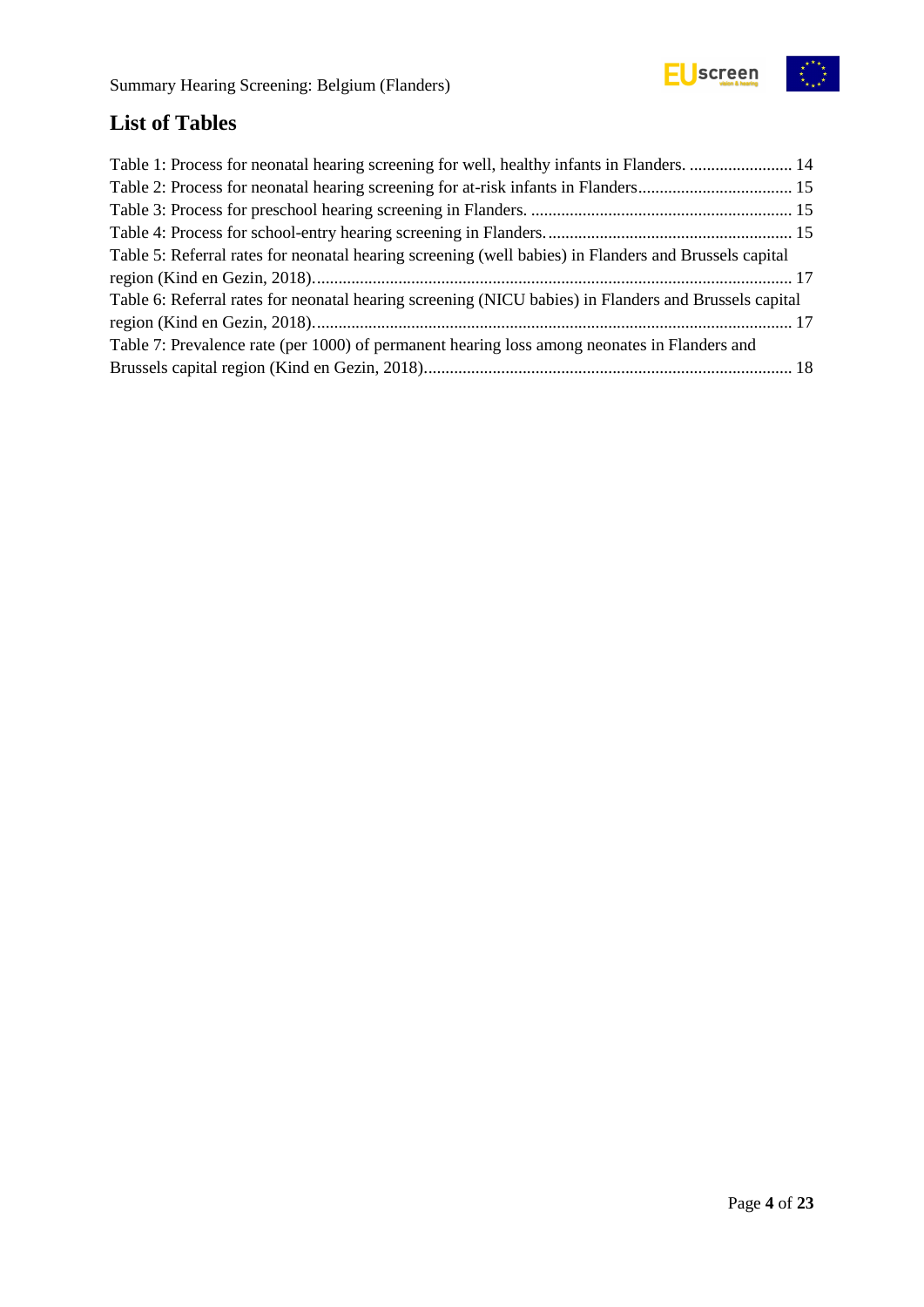## List of Tables

Table 1: Process for neonatal hearing screening for well, healthy infants in Flanders. ........................ 14
Table 2: Process for neonatal hearing screening for at-risk infants in Flanders................................... 15
Table 3: Process for preschool hearing screening in Flanders. ............................................................ 15
Table 4: Process for school-entry hearing screening in Flanders......................................................... 15
Table 5: Referral rates for neonatal hearing screening (well babies) in Flanders and Brussels capital region (Kind en Gezin, 2018)............................................................................................................. 17
Table 6: Referral rates for neonatal hearing screening (NICU babies) in Flanders and Brussels capital region (Kind en Gezin, 2018)............................................................................................................. 17
Table 7: Prevalence rate (per 1000) of permanent hearing loss among neonates in Flanders and Brussels capital region (Kind en Gezin, 2018)..................................................................................... 18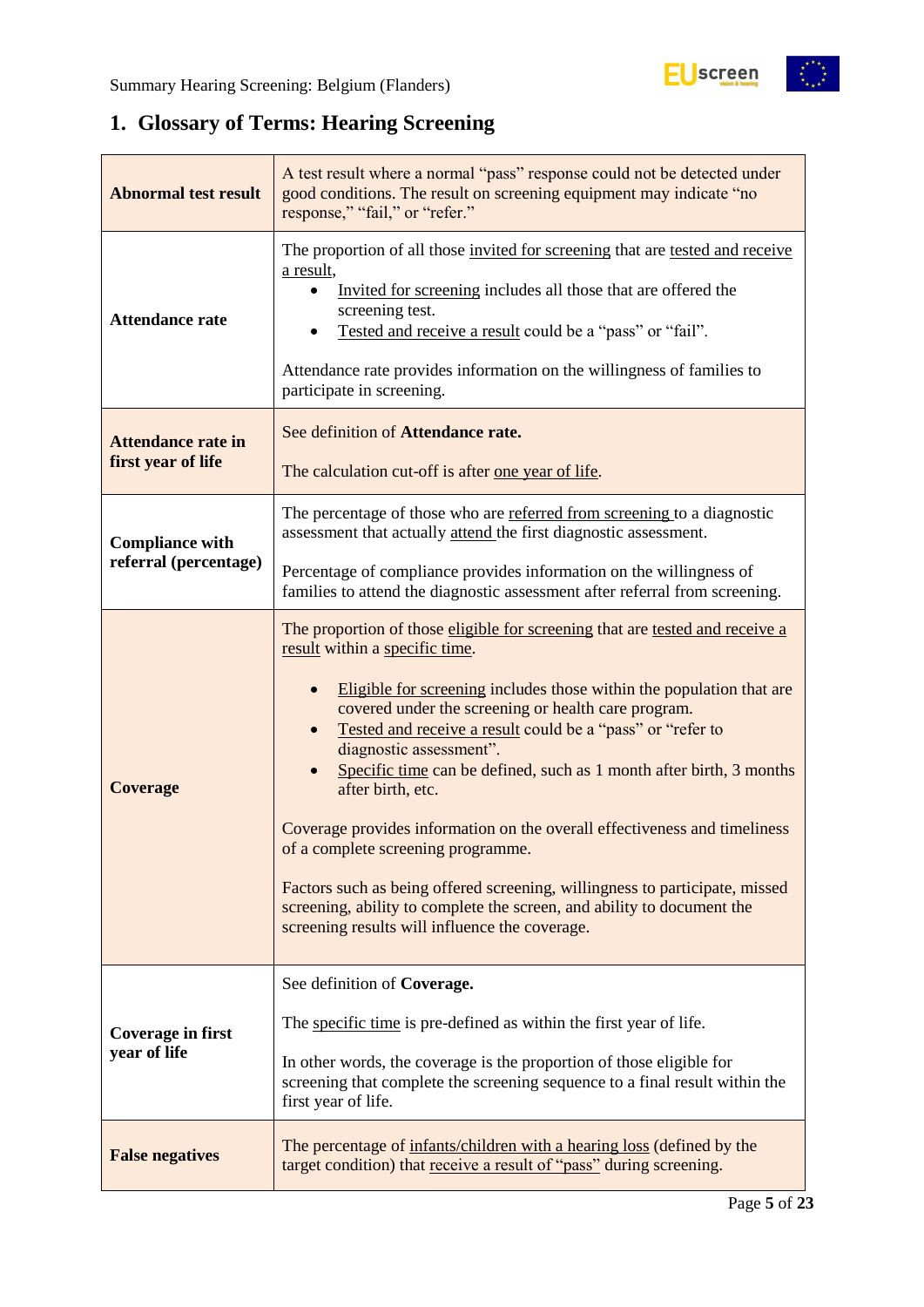## 1. Glossary of Terms: Hearing Screening

| | |
|---|---|
| **Abnormal test result** | A test result where a normal "pass" response could not be detected under good conditions. The result on screening equipment may indicate "no response," "fail," or "refer." |
| **Attendance rate** | The proportion of all those invited for screening that are tested and receive a result,<br>• Invited for screening includes all those that are offered the screening test.<br>• Tested and receive a result could be a "pass" or "fail".<br><br>Attendance rate provides information on the willingness of families to participate in screening. |
| **Attendance rate in first year of life** | See definition of **Attendance rate.**<br><br>The calculation cut-off is after one year of life. |
| **Compliance with referral (percentage)** | The percentage of those who are referred from screening to a diagnostic assessment that actually attend the first diagnostic assessment.<br><br>Percentage of compliance provides information on the willingness of families to attend the diagnostic assessment after referral from screening. |
| **Coverage** | The proportion of those eligible for screening that are tested and receive a result within a specific time.<br><br>• Eligible for screening includes those within the population that are covered under the screening or health care program.<br>• Tested and receive a result could be a "pass" or "refer to diagnostic assessment".<br>• Specific time can be defined, such as 1 month after birth, 3 months after birth, etc.<br><br>Coverage provides information on the overall effectiveness and timeliness of a complete screening programme.<br><br>Factors such as being offered screening, willingness to participate, missed screening, ability to complete the screen, and ability to document the screening results will influence the coverage. |
| **Coverage in first year of life** | See definition of **Coverage.**<br><br>The specific time is pre-defined as within the first year of life.<br><br>In other words, the coverage is the proportion of those eligible for screening that complete the screening sequence to a final result within the first year of life. |
| **False negatives** | The percentage of infants/children with a hearing loss (defined by the target condition) that receive a result of "pass" during screening. |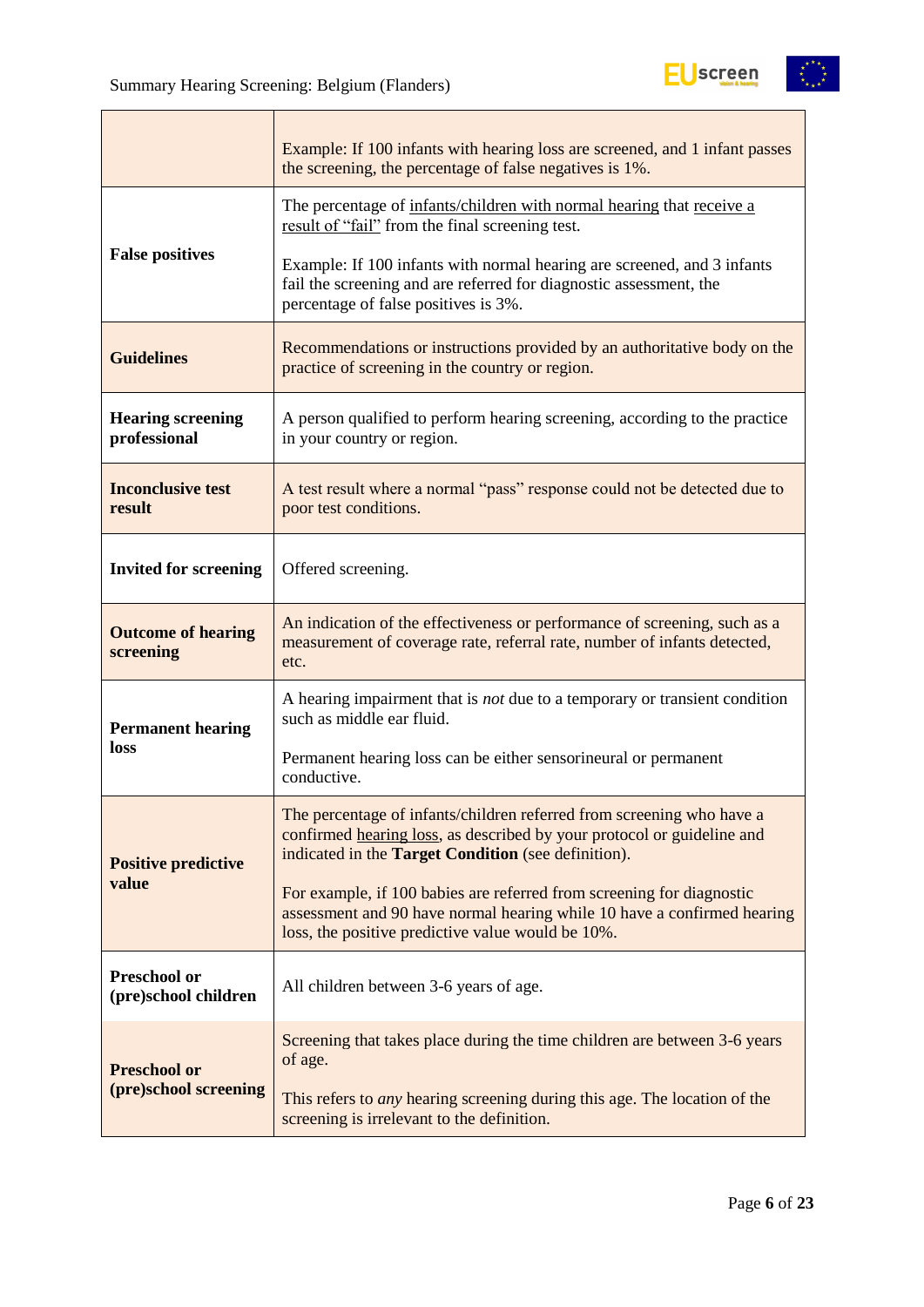| | |
|---|---|
| | Example: If 100 infants with hearing loss are screened, and 1 infant passes the screening, the percentage of false negatives is 1%. |
| **False positives** | The percentage of infants/children with normal hearing that receive a result of "fail" from the final screening test.<br><br>Example: If 100 infants with normal hearing are screened, and 3 infants fail the screening and are referred for diagnostic assessment, the percentage of false positives is 3%. |
| **Guidelines** | Recommendations or instructions provided by an authoritative body on the practice of screening in the country or region. |
| **Hearing screening professional** | A person qualified to perform hearing screening, according to the practice in your country or region. |
| **Inconclusive test result** | A test result where a normal "pass" response could not be detected due to poor test conditions. |
| **Invited for screening** | Offered screening. |
| **Outcome of hearing screening** | An indication of the effectiveness or performance of screening, such as a measurement of coverage rate, referral rate, number of infants detected, etc. |
| **Permanent hearing loss** | A hearing impairment that is *not* due to a temporary or transient condition such as middle ear fluid.<br><br>Permanent hearing loss can be either sensorineural or permanent conductive. |
| **Positive predictive value** | The percentage of infants/children referred from screening who have a confirmed hearing loss, as described by your protocol or guideline and indicated in the **Target Condition** (see definition).<br><br>For example, if 100 babies are referred from screening for diagnostic assessment and 90 have normal hearing while 10 have a confirmed hearing loss, the positive predictive value would be 10%. |
| **Preschool or (pre)school children** | All children between 3-6 years of age. |
| **Preschool or (pre)school screening** | Screening that takes place during the time children are between 3-6 years of age.<br><br>This refers to *any* hearing screening during this age. The location of the screening is irrelevant to the definition. |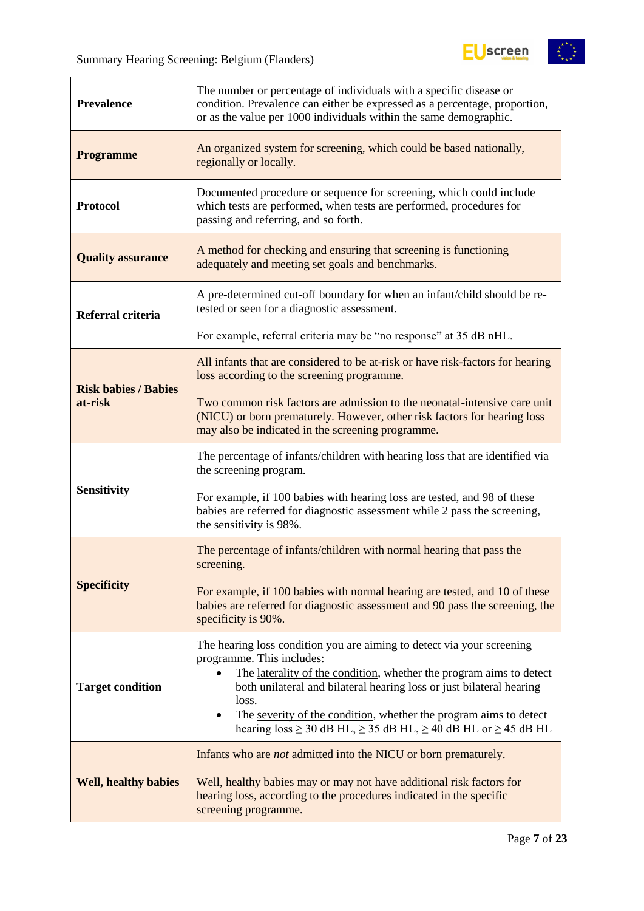| | |
|---|---|
| **Prevalence** | The number or percentage of individuals with a specific disease or condition. Prevalence can either be expressed as a percentage, proportion, or as the value per 1000 individuals within the same demographic. |
| **Programme** | An organized system for screening, which could be based nationally, regionally or locally. |
| **Protocol** | Documented procedure or sequence for screening, which could include which tests are performed, when tests are performed, procedures for passing and referring, and so forth. |
| **Quality assurance** | A method for checking and ensuring that screening is functioning adequately and meeting set goals and benchmarks. |
| **Referral criteria** | A pre-determined cut-off boundary for when an infant/child should be re-tested or seen for a diagnostic assessment.<br><br>For example, referral criteria may be “no response” at 35 dB nHL. |
| **Risk babies / Babies at-risk** | All infants that are considered to be at-risk or have risk-factors for hearing loss according to the screening programme.<br><br>Two common risk factors are admission to the neonatal-intensive care unit (NICU) or born prematurely. However, other risk factors for hearing loss may also be indicated in the screening programme. |
| **Sensitivity** | The percentage of infants/children with hearing loss that are identified via the screening program.<br><br>For example, if 100 babies with hearing loss are tested, and 98 of these babies are referred for diagnostic assessment while 2 pass the screening, the sensitivity is 98%. |
| **Specificity** | The percentage of infants/children with normal hearing that pass the screening.<br><br>For example, if 100 babies with normal hearing are tested, and 10 of these babies are referred for diagnostic assessment and 90 pass the screening, the specificity is 90%. |
| **Target condition** | The hearing loss condition you are aiming to detect via your screening programme. This includes:<br>• The laterality of the condition, whether the program aims to detect both unilateral and bilateral hearing loss or just bilateral hearing loss.<br>• The severity of the condition, whether the program aims to detect hearing loss ≥ 30 dB HL, ≥ 35 dB HL, ≥ 40 dB HL or ≥ 45 dB HL |
| **Well, healthy babies** | Infants who are *not* admitted into the NICU or born prematurely.<br><br>Well, healthy babies may or may not have additional risk factors for hearing loss, according to the procedures indicated in the specific screening programme. |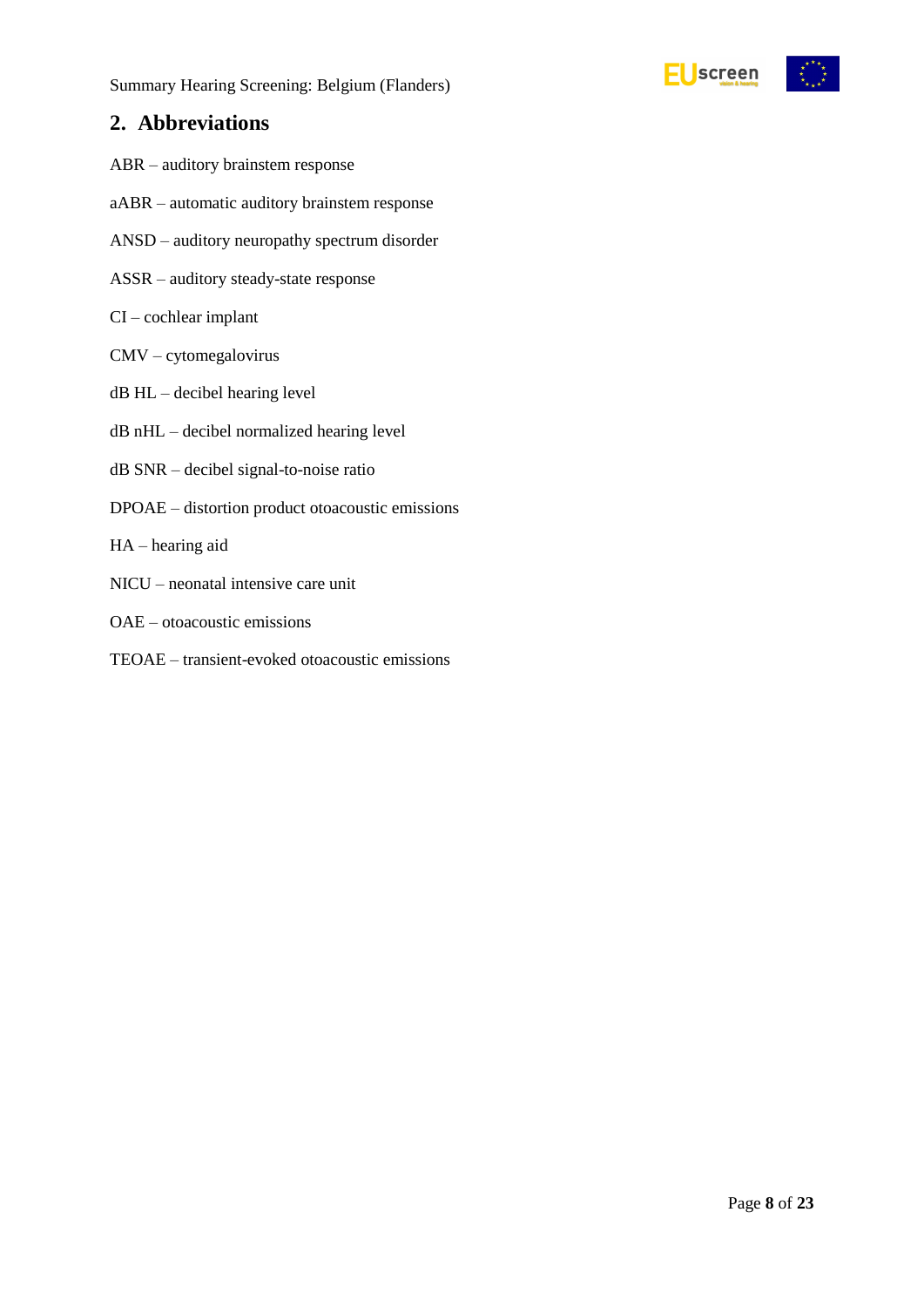## 2. Abbreviations

ABR – auditory brainstem response

aABR – automatic auditory brainstem response

ANSD – auditory neuropathy spectrum disorder

ASSR – auditory steady-state response

CI – cochlear implant

CMV – cytomegalovirus

dB HL – decibel hearing level

dB nHL – decibel normalized hearing level

dB SNR – decibel signal-to-noise ratio

DPOAE – distortion product otoacoustic emissions

HA – hearing aid

NICU – neonatal intensive care unit

OAE – otoacoustic emissions

TEOAE – transient-evoked otoacoustic emissions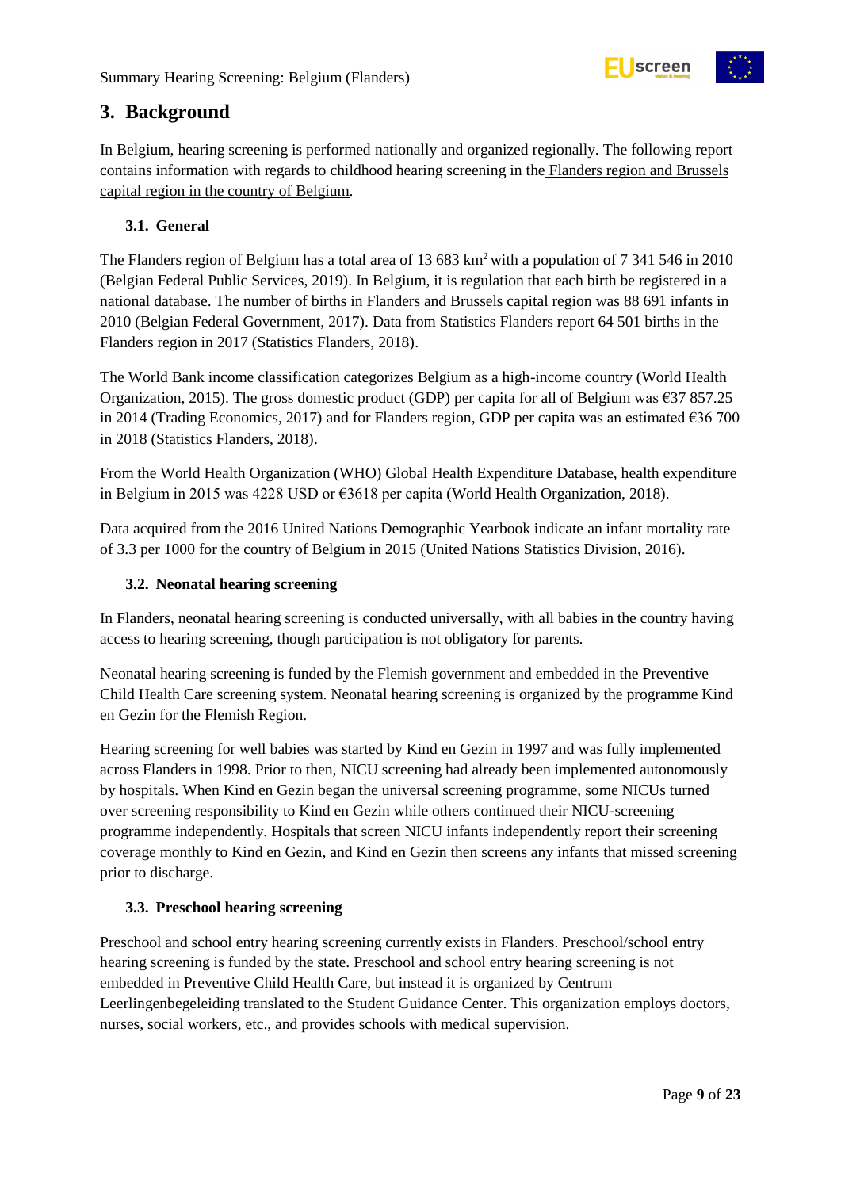## 3. Background

In Belgium, hearing screening is performed nationally and organized regionally. The following report contains information with regards to childhood hearing screening in the Flanders region and Brussels capital region in the country of Belgium.

### 3.1. General

The Flanders region of Belgium has a total area of 13 683 km$^2$ with a population of 7 341 546 in 2010 (Belgian Federal Public Services, 2019). In Belgium, it is regulation that each birth be registered in a national database. The number of births in Flanders and Brussels capital region was 88 691 infants in 2010 (Belgian Federal Government, 2017). Data from Statistics Flanders report 64 501 births in the Flanders region in 2017 (Statistics Flanders, 2018).

The World Bank income classification categorizes Belgium as a high-income country (World Health Organization, 2015). The gross domestic product (GDP) per capita for all of Belgium was €37 857.25 in 2014 (Trading Economics, 2017) and for Flanders region, GDP per capita was an estimated €36 700 in 2018 (Statistics Flanders, 2018).

From the World Health Organization (WHO) Global Health Expenditure Database, health expenditure in Belgium in 2015 was 4228 USD or €3618 per capita (World Health Organization, 2018).

Data acquired from the 2016 United Nations Demographic Yearbook indicate an infant mortality rate of 3.3 per 1000 for the country of Belgium in 2015 (United Nations Statistics Division, 2016).

### 3.2. Neonatal hearing screening

In Flanders, neonatal hearing screening is conducted universally, with all babies in the country having access to hearing screening, though participation is not obligatory for parents.

Neonatal hearing screening is funded by the Flemish government and embedded in the Preventive Child Health Care screening system. Neonatal hearing screening is organized by the programme Kind en Gezin for the Flemish Region.

Hearing screening for well babies was started by Kind en Gezin in 1997 and was fully implemented across Flanders in 1998. Prior to then, NICU screening had already been implemented autonomously by hospitals. When Kind en Gezin began the universal screening programme, some NICUs turned over screening responsibility to Kind en Gezin while others continued their NICU-screening programme independently. Hospitals that screen NICU infants independently report their screening coverage monthly to Kind en Gezin, and Kind en Gezin then screens any infants that missed screening prior to discharge.

### 3.3. Preschool hearing screening

Preschool and school entry hearing screening currently exists in Flanders. Preschool/school entry hearing screening is funded by the state. Preschool and school entry hearing screening is not embedded in Preventive Child Health Care, but instead it is organized by Centrum Leerlingenbegeleiding translated to the Student Guidance Center. This organization employs doctors, nurses, social workers, etc., and provides schools with medical supervision.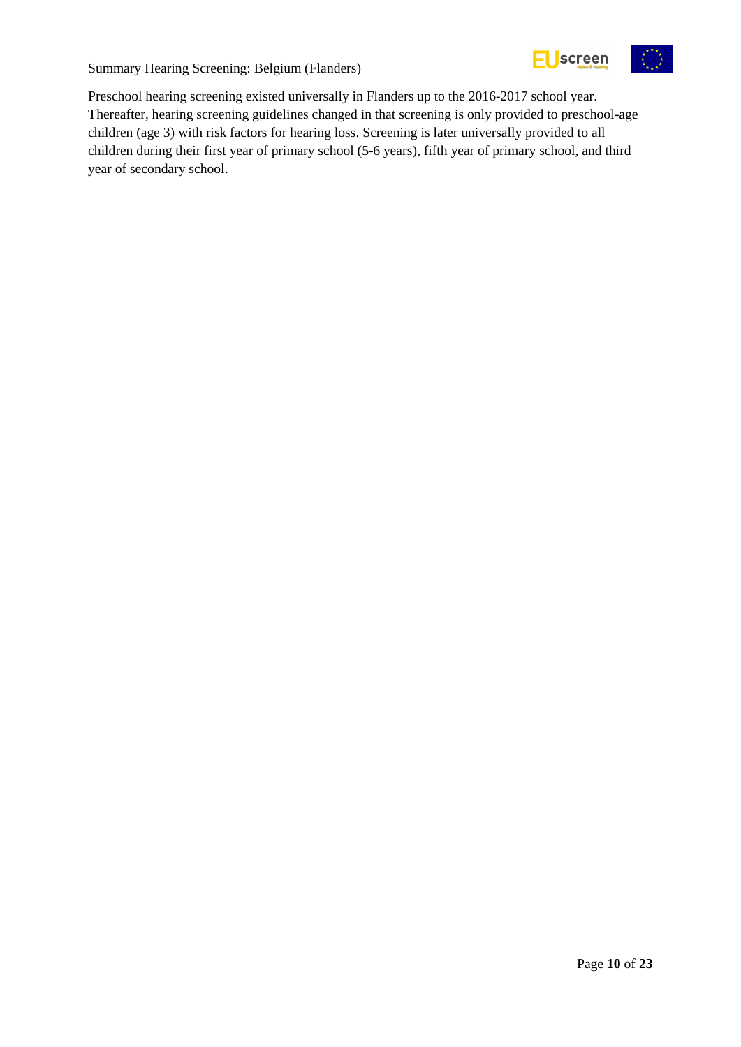Preschool hearing screening existed universally in Flanders up to the 2016-2017 school year. Thereafter, hearing screening guidelines changed in that screening is only provided to preschool-age children (age 3) with risk factors for hearing loss. Screening is later universally provided to all children during their first year of primary school (5-6 years), fifth year of primary school, and third year of secondary school.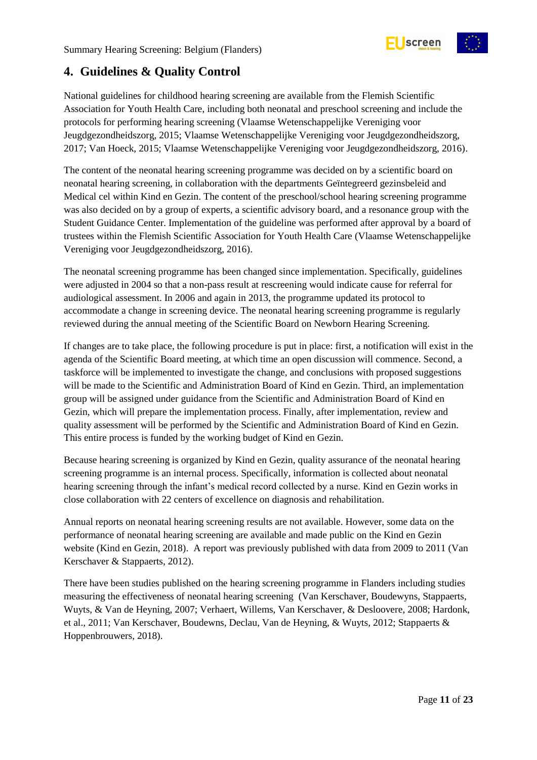## 4. Guidelines & Quality Control

National guidelines for childhood hearing screening are available from the Flemish Scientific Association for Youth Health Care, including both neonatal and preschool screening and include the protocols for performing hearing screening (Vlaamse Wetenschappelijke Vereniging voor Jeugdgezondheidszorg, 2015; Vlaamse Wetenschappelijke Vereniging voor Jeugdgezondheidszorg, 2017; Van Hoeck, 2015; Vlaamse Wetenschappelijke Vereniging voor Jeugdgezondheidszorg, 2016).

The content of the neonatal hearing screening programme was decided on by a scientific board on neonatal hearing screening, in collaboration with the departments Geïntegreerd gezinsbeleid and Medical cel within Kind en Gezin. The content of the preschool/school hearing screening programme was also decided on by a group of experts, a scientific advisory board, and a resonance group with the Student Guidance Center. Implementation of the guideline was performed after approval by a board of trustees within the Flemish Scientific Association for Youth Health Care (Vlaamse Wetenschappelijke Vereniging voor Jeugdgezondheidszorg, 2016).

The neonatal screening programme has been changed since implementation. Specifically, guidelines were adjusted in 2004 so that a non-pass result at rescreening would indicate cause for referral for audiological assessment. In 2006 and again in 2013, the programme updated its protocol to accommodate a change in screening device. The neonatal hearing screening programme is regularly reviewed during the annual meeting of the Scientific Board on Newborn Hearing Screening.

If changes are to take place, the following procedure is put in place: first, a notification will exist in the agenda of the Scientific Board meeting, at which time an open discussion will commence. Second, a taskforce will be implemented to investigate the change, and conclusions with proposed suggestions will be made to the Scientific and Administration Board of Kind en Gezin. Third, an implementation group will be assigned under guidance from the Scientific and Administration Board of Kind en Gezin, which will prepare the implementation process. Finally, after implementation, review and quality assessment will be performed by the Scientific and Administration Board of Kind en Gezin. This entire process is funded by the working budget of Kind en Gezin.

Because hearing screening is organized by Kind en Gezin, quality assurance of the neonatal hearing screening programme is an internal process. Specifically, information is collected about neonatal hearing screening through the infant's medical record collected by a nurse. Kind en Gezin works in close collaboration with 22 centers of excellence on diagnosis and rehabilitation.

Annual reports on neonatal hearing screening results are not available. However, some data on the performance of neonatal hearing screening are available and made public on the Kind en Gezin website (Kind en Gezin, 2018). A report was previously published with data from 2009 to 2011 (Van Kerschaver & Stappaerts, 2012).

There have been studies published on the hearing screening programme in Flanders including studies measuring the effectiveness of neonatal hearing screening (Van Kerschaver, Boudewyns, Stappaerts, Wuyts, & Van de Heyning, 2007; Verhaert, Willems, Van Kerschaver, & Desloovere, 2008; Hardonk, et al., 2011; Van Kerschaver, Boudewns, Declau, Van de Heyning, & Wuyts, 2012; Stappaerts & Hoppenbrouwers, 2018).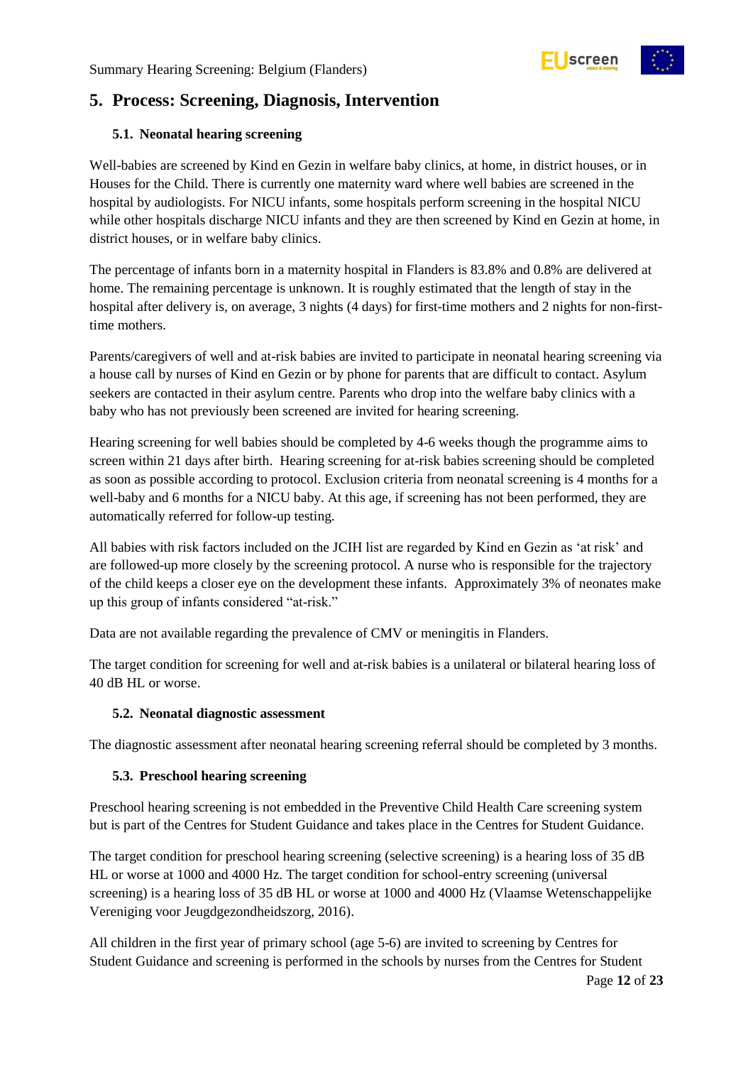## 5. Process: Screening, Diagnosis, Intervention

### 5.1. Neonatal hearing screening

Well-babies are screened by Kind en Gezin in welfare baby clinics, at home, in district houses, or in Houses for the Child. There is currently one maternity ward where well babies are screened in the hospital by audiologists. For NICU infants, some hospitals perform screening in the hospital NICU while other hospitals discharge NICU infants and they are then screened by Kind en Gezin at home, in district houses, or in welfare baby clinics.

The percentage of infants born in a maternity hospital in Flanders is 83.8% and 0.8% are delivered at home. The remaining percentage is unknown. It is roughly estimated that the length of stay in the hospital after delivery is, on average, 3 nights (4 days) for first-time mothers and 2 nights for non-first-time mothers.

Parents/caregivers of well and at-risk babies are invited to participate in neonatal hearing screening via a house call by nurses of Kind en Gezin or by phone for parents that are difficult to contact. Asylum seekers are contacted in their asylum centre. Parents who drop into the welfare baby clinics with a baby who has not previously been screened are invited for hearing screening.

Hearing screening for well babies should be completed by 4-6 weeks though the programme aims to screen within 21 days after birth. Hearing screening for at-risk babies screening should be completed as soon as possible according to protocol. Exclusion criteria from neonatal screening is 4 months for a well-baby and 6 months for a NICU baby. At this age, if screening has not been performed, they are automatically referred for follow-up testing.

All babies with risk factors included on the JCIH list are regarded by Kind en Gezin as 'at risk' and are followed-up more closely by the screening protocol. A nurse who is responsible for the trajectory of the child keeps a closer eye on the development these infants. Approximately 3% of neonates make up this group of infants considered "at-risk."

Data are not available regarding the prevalence of CMV or meningitis in Flanders.

The target condition for screening for well and at-risk babies is a unilateral or bilateral hearing loss of 40 dB HL or worse.

### 5.2. Neonatal diagnostic assessment

The diagnostic assessment after neonatal hearing screening referral should be completed by 3 months.

### 5.3. Preschool hearing screening

Preschool hearing screening is not embedded in the Preventive Child Health Care screening system but is part of the Centres for Student Guidance and takes place in the Centres for Student Guidance.

The target condition for preschool hearing screening (selective screening) is a hearing loss of 35 dB HL or worse at 1000 and 4000 Hz. The target condition for school-entry screening (universal screening) is a hearing loss of 35 dB HL or worse at 1000 and 4000 Hz (Vlaamse Wetenschappelijke Vereniging voor Jeugdgezondheidszorg, 2016).

All children in the first year of primary school (age 5-6) are invited to screening by Centres for Student Guidance and screening is performed in the schools by nurses from the Centres for Student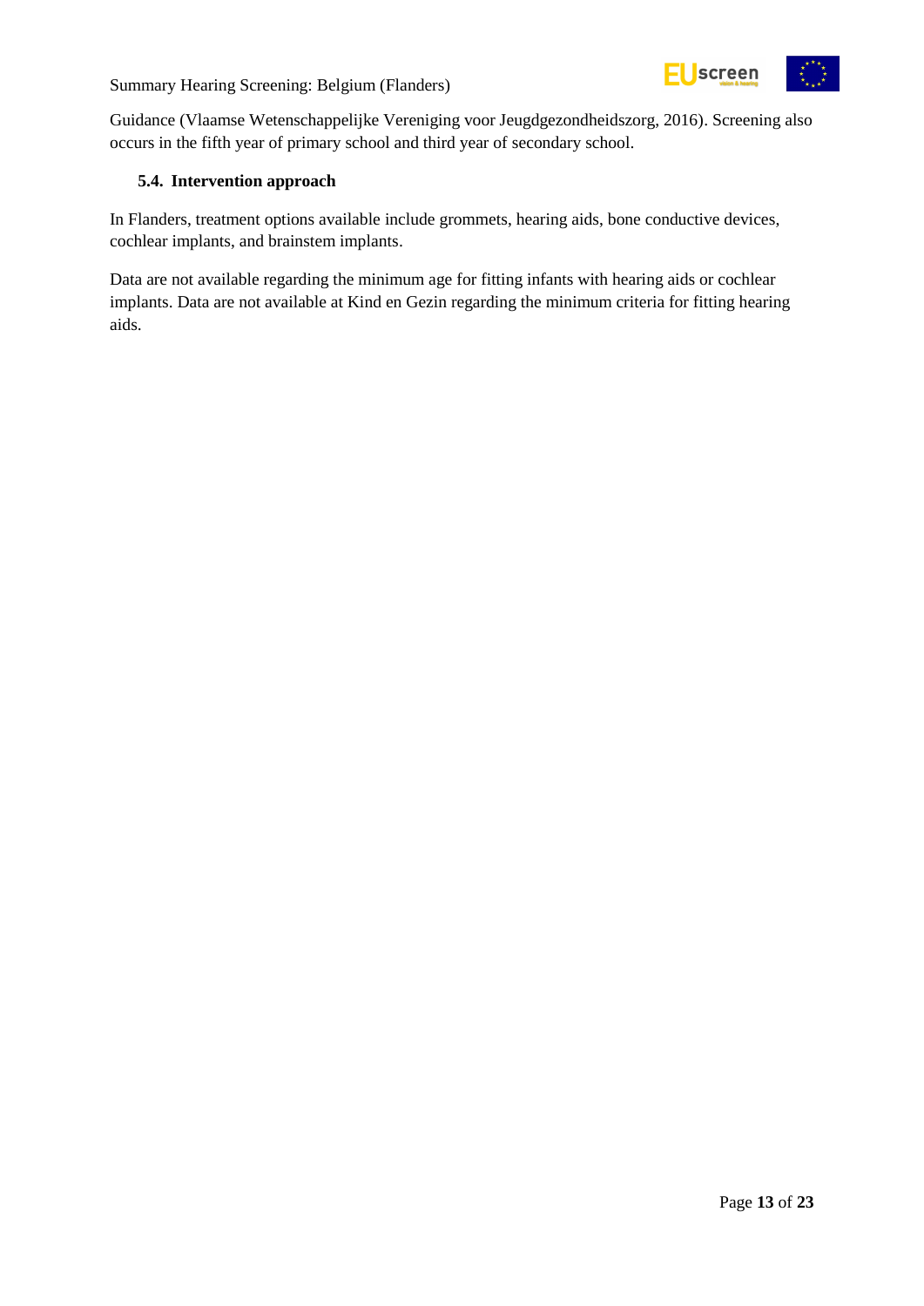Guidance (Vlaamse Wetenschappelijke Vereniging voor Jeugdgezondheidszorg, 2016). Screening also occurs in the fifth year of primary school and third year of secondary school.

### 5.4. Intervention approach

In Flanders, treatment options available include grommets, hearing aids, bone conductive devices, cochlear implants, and brainstem implants.

Data are not available regarding the minimum age for fitting infants with hearing aids or cochlear implants. Data are not available at Kind en Gezin regarding the minimum criteria for fitting hearing aids.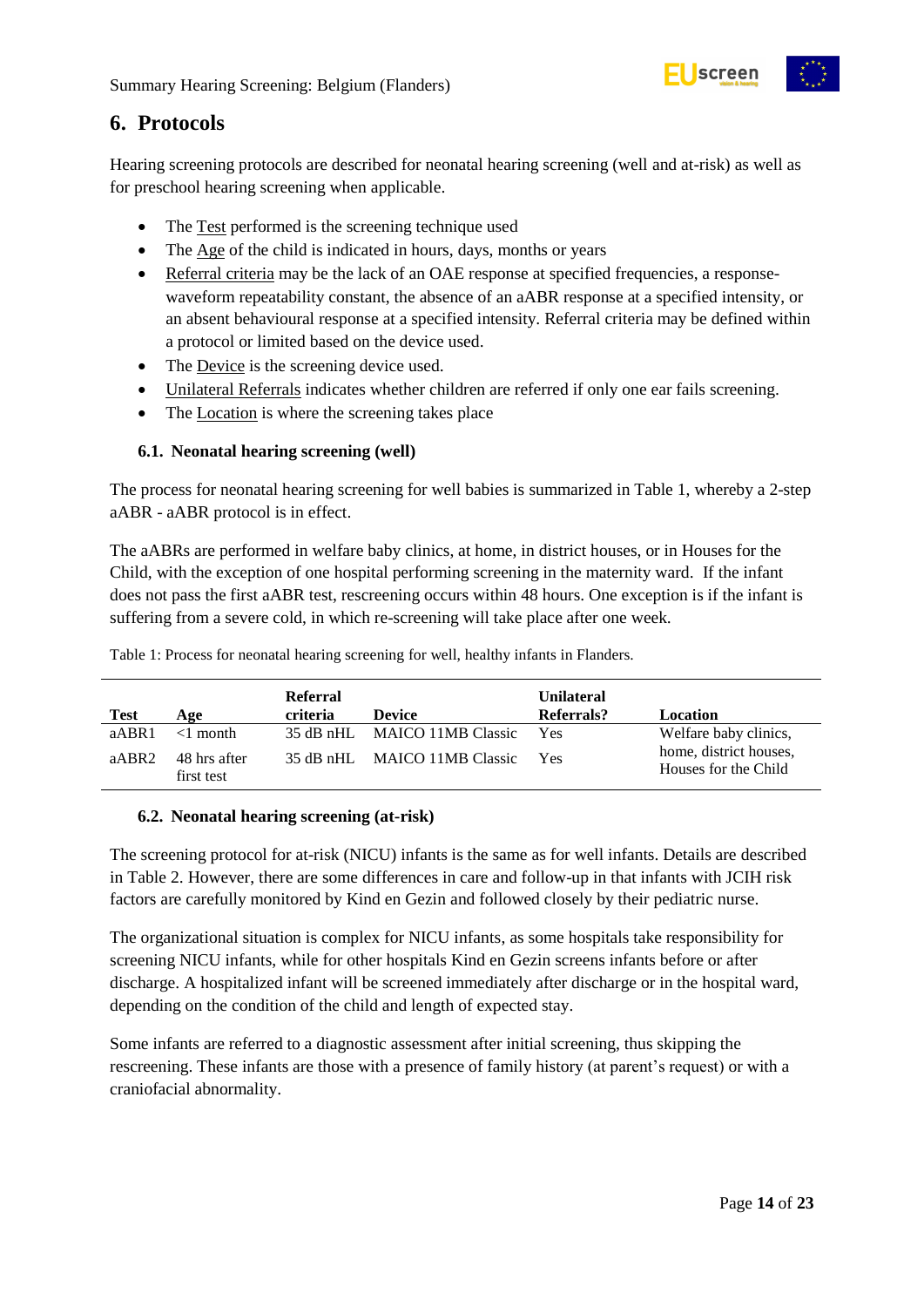## 6. Protocols

Hearing screening protocols are described for neonatal hearing screening (well and at-risk) as well as for preschool hearing screening when applicable.

- The Test performed is the screening technique used
- The Age of the child is indicated in hours, days, months or years
- Referral criteria may be the lack of an OAE response at specified frequencies, a response-waveform repeatability constant, the absence of an aABR response at a specified intensity, or an absent behavioural response at a specified intensity. Referral criteria may be defined within a protocol or limited based on the device used.
- The Device is the screening device used.
- Unilateral Referrals indicates whether children are referred if only one ear fails screening.
- The Location is where the screening takes place

### 6.1. Neonatal hearing screening (well)

The process for neonatal hearing screening for well babies is summarized in Table 1, whereby a 2-step aABR - aABR protocol is in effect.

The aABRs are performed in welfare baby clinics, at home, in district houses, or in Houses for the Child, with the exception of one hospital performing screening in the maternity ward. If the infant does not pass the first aABR test, rescreening occurs within 48 hours. One exception is if the infant is suffering from a severe cold, in which re-screening will take place after one week.

Table 1: Process for neonatal hearing screening for well, healthy infants in Flanders.

| Test | Age | Referral criteria | Device | Unilateral Referrals? | Location |
|---|---|---|---|---|---|
| aABR1 | <1 month | 35 dB nHL | MAICO 11MB Classic | Yes | Welfare baby clinics, home, district houses, Houses for the Child |
| aABR2 | 48 hrs after first test | 35 dB nHL | MAICO 11MB Classic | Yes | |

### 6.2. Neonatal hearing screening (at-risk)

The screening protocol for at-risk (NICU) infants is the same as for well infants. Details are described in Table 2. However, there are some differences in care and follow-up in that infants with JCIH risk factors are carefully monitored by Kind en Gezin and followed closely by their pediatric nurse.

The organizational situation is complex for NICU infants, as some hospitals take responsibility for screening NICU infants, while for other hospitals Kind en Gezin screens infants before or after discharge. A hospitalized infant will be screened immediately after discharge or in the hospital ward, depending on the condition of the child and length of expected stay.

Some infants are referred to a diagnostic assessment after initial screening, thus skipping the rescreening. These infants are those with a presence of family history (at parent's request) or with a craniofacial abnormality.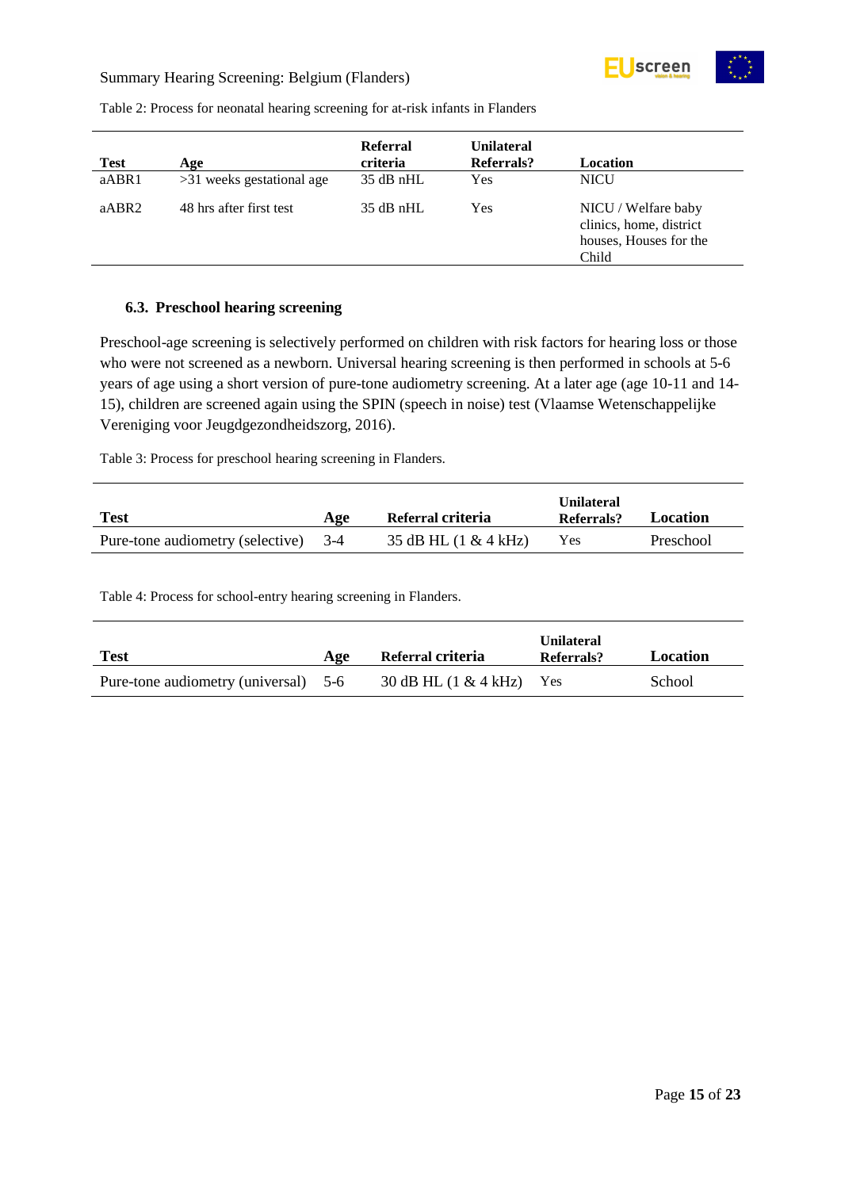Table 2: Process for neonatal hearing screening for at-risk infants in Flanders

| Test | Age | Referral criteria | Unilateral Referrals? | Location |
|---|---|---|---|---|
| aABR1 | >31 weeks gestational age | 35 dB nHL | Yes | NICU |
| aABR2 | 48 hrs after first test | 35 dB nHL | Yes | NICU / Welfare baby clinics, home, district houses, Houses for the Child |

### 6.3. Preschool hearing screening

Preschool-age screening is selectively performed on children with risk factors for hearing loss or those who were not screened as a newborn. Universal hearing screening is then performed in schools at 5-6 years of age using a short version of pure-tone audiometry screening. At a later age (age 10-11 and 14-15), children are screened again using the SPIN (speech in noise) test (Vlaamse Wetenschappelijke Vereniging voor Jeugdgezondheidszorg, 2016).

Table 3: Process for preschool hearing screening in Flanders.

| Test | Age | Referral criteria | Unilateral Referrals? | Location |
|---|---|---|---|---|
| Pure-tone audiometry (selective) | 3-4 | 35 dB HL (1 & 4 kHz) | Yes | Preschool |

Table 4: Process for school-entry hearing screening in Flanders.

| Test | Age | Referral criteria | Unilateral Referrals? | Location |
|---|---|---|---|---|
| Pure-tone audiometry (universal) | 5-6 | 30 dB HL (1 & 4 kHz) | Yes | School |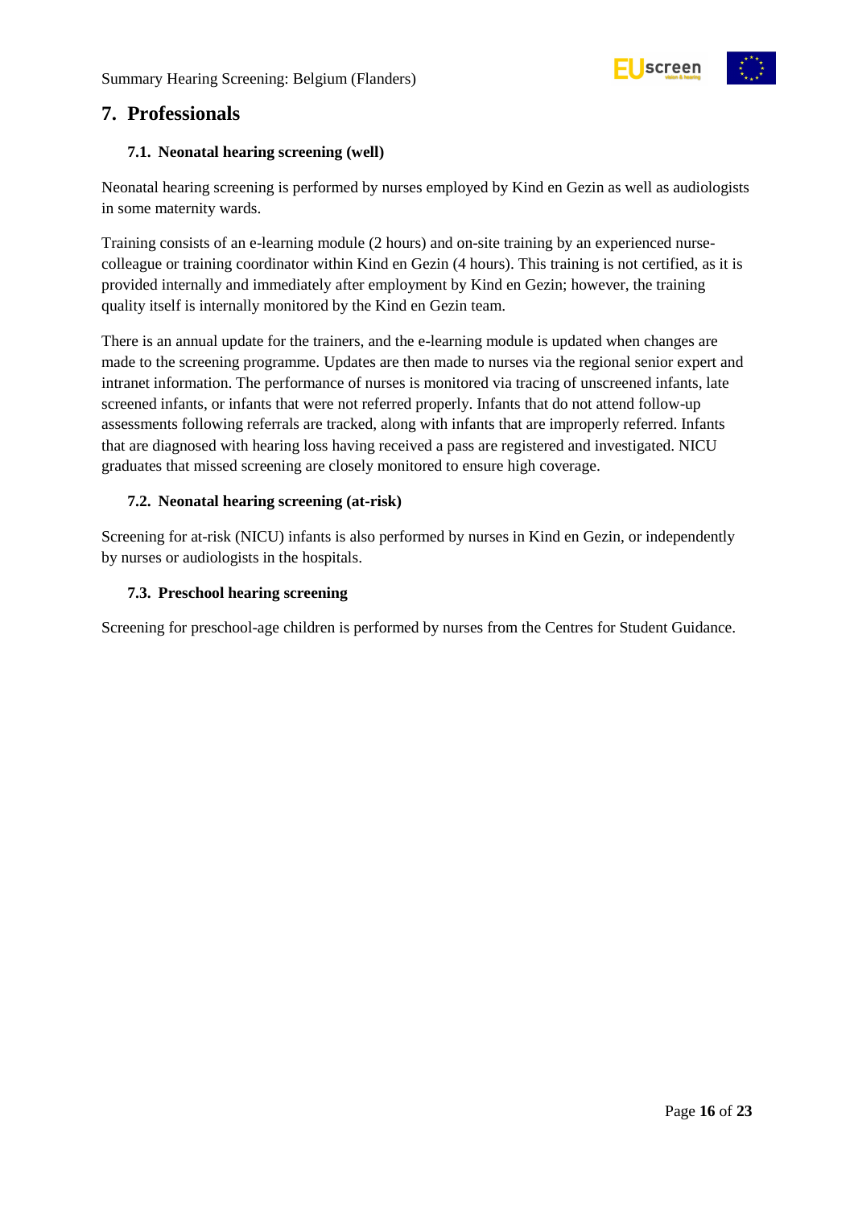# 7. Professionals

## 7.1. Neonatal hearing screening (well)

Neonatal hearing screening is performed by nurses employed by Kind en Gezin as well as audiologists in some maternity wards.

Training consists of an e-learning module (2 hours) and on-site training by an experienced nurse-colleague or training coordinator within Kind en Gezin (4 hours). This training is not certified, as it is provided internally and immediately after employment by Kind en Gezin; however, the training quality itself is internally monitored by the Kind en Gezin team.

There is an annual update for the trainers, and the e-learning module is updated when changes are made to the screening programme. Updates are then made to nurses via the regional senior expert and intranet information. The performance of nurses is monitored via tracing of unscreened infants, late screened infants, or infants that were not referred properly. Infants that do not attend follow-up assessments following referrals are tracked, along with infants that are improperly referred. Infants that are diagnosed with hearing loss having received a pass are registered and investigated. NICU graduates that missed screening are closely monitored to ensure high coverage.

## 7.2. Neonatal hearing screening (at-risk)

Screening for at-risk (NICU) infants is also performed by nurses in Kind en Gezin, or independently by nurses or audiologists in the hospitals.

## 7.3. Preschool hearing screening

Screening for preschool-age children is performed by nurses from the Centres for Student Guidance.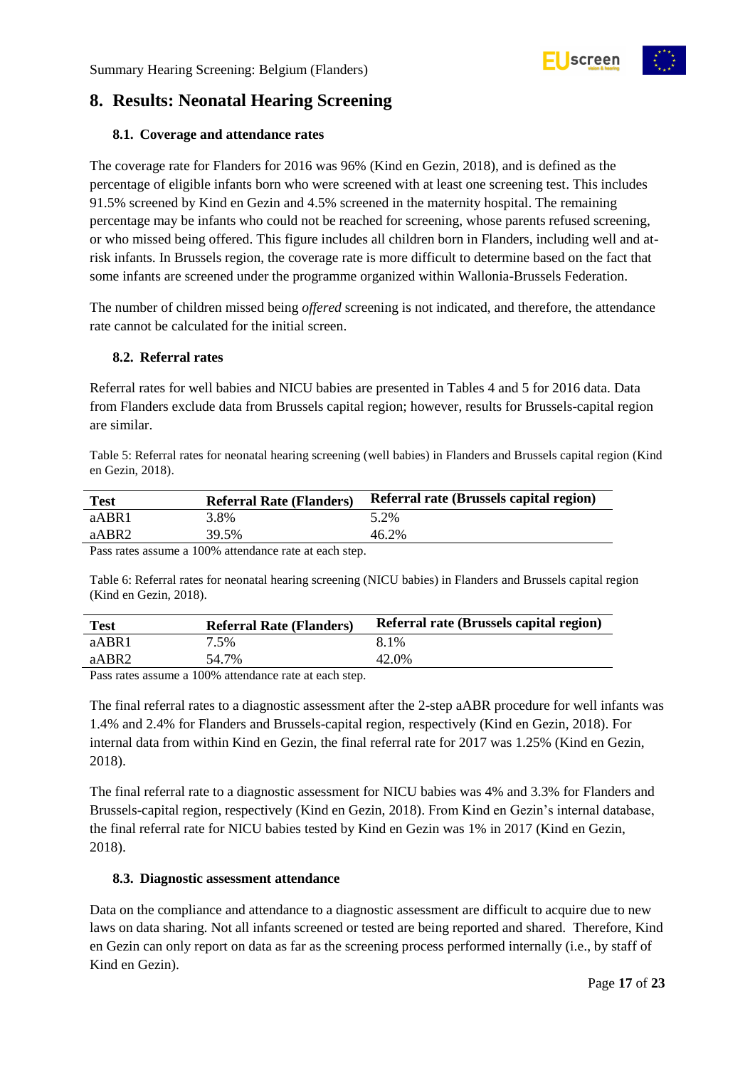# 8. Results: Neonatal Hearing Screening

## 8.1. Coverage and attendance rates

The coverage rate for Flanders for 2016 was 96% (Kind en Gezin, 2018), and is defined as the percentage of eligible infants born who were screened with at least one screening test. This includes 91.5% screened by Kind en Gezin and 4.5% screened in the maternity hospital. The remaining percentage may be infants who could not be reached for screening, whose parents refused screening, or who missed being offered. This figure includes all children born in Flanders, including well and at-risk infants. In Brussels region, the coverage rate is more difficult to determine based on the fact that some infants are screened under the programme organized within Wallonia-Brussels Federation.

The number of children missed being *offered* screening is not indicated, and therefore, the attendance rate cannot be calculated for the initial screen.

## 8.2. Referral rates

Referral rates for well babies and NICU babies are presented in Tables 4 and 5 for 2016 data. Data from Flanders exclude data from Brussels capital region; however, results for Brussels-capital region are similar.

Table 5: Referral rates for neonatal hearing screening (well babies) in Flanders and Brussels capital region (Kind en Gezin, 2018).

| Test | Referral Rate (Flanders) | Referral rate (Brussels capital region) |
|---|---|---|
| aABR1 | 3.8% | 5.2% |
| aABR2 | 39.5% | 46.2% |

Pass rates assume a 100% attendance rate at each step.

Table 6: Referral rates for neonatal hearing screening (NICU babies) in Flanders and Brussels capital region (Kind en Gezin, 2018).

| Test | Referral Rate (Flanders) | Referral rate (Brussels capital region) |
|---|---|---|
| aABR1 | 7.5% | 8.1% |
| aABR2 | 54.7% | 42.0% |

Pass rates assume a 100% attendance rate at each step.

The final referral rates to a diagnostic assessment after the 2-step aABR procedure for well infants was 1.4% and 2.4% for Flanders and Brussels-capital region, respectively (Kind en Gezin, 2018). For internal data from within Kind en Gezin, the final referral rate for 2017 was 1.25% (Kind en Gezin, 2018).

The final referral rate to a diagnostic assessment for NICU babies was 4% and 3.3% for Flanders and Brussels-capital region, respectively (Kind en Gezin, 2018). From Kind en Gezin's internal database, the final referral rate for NICU babies tested by Kind en Gezin was 1% in 2017 (Kind en Gezin, 2018).

## 8.3. Diagnostic assessment attendance

Data on the compliance and attendance to a diagnostic assessment are difficult to acquire due to new laws on data sharing. Not all infants screened or tested are being reported and shared. Therefore, Kind en Gezin can only report on data as far as the screening process performed internally (i.e., by staff of Kind en Gezin).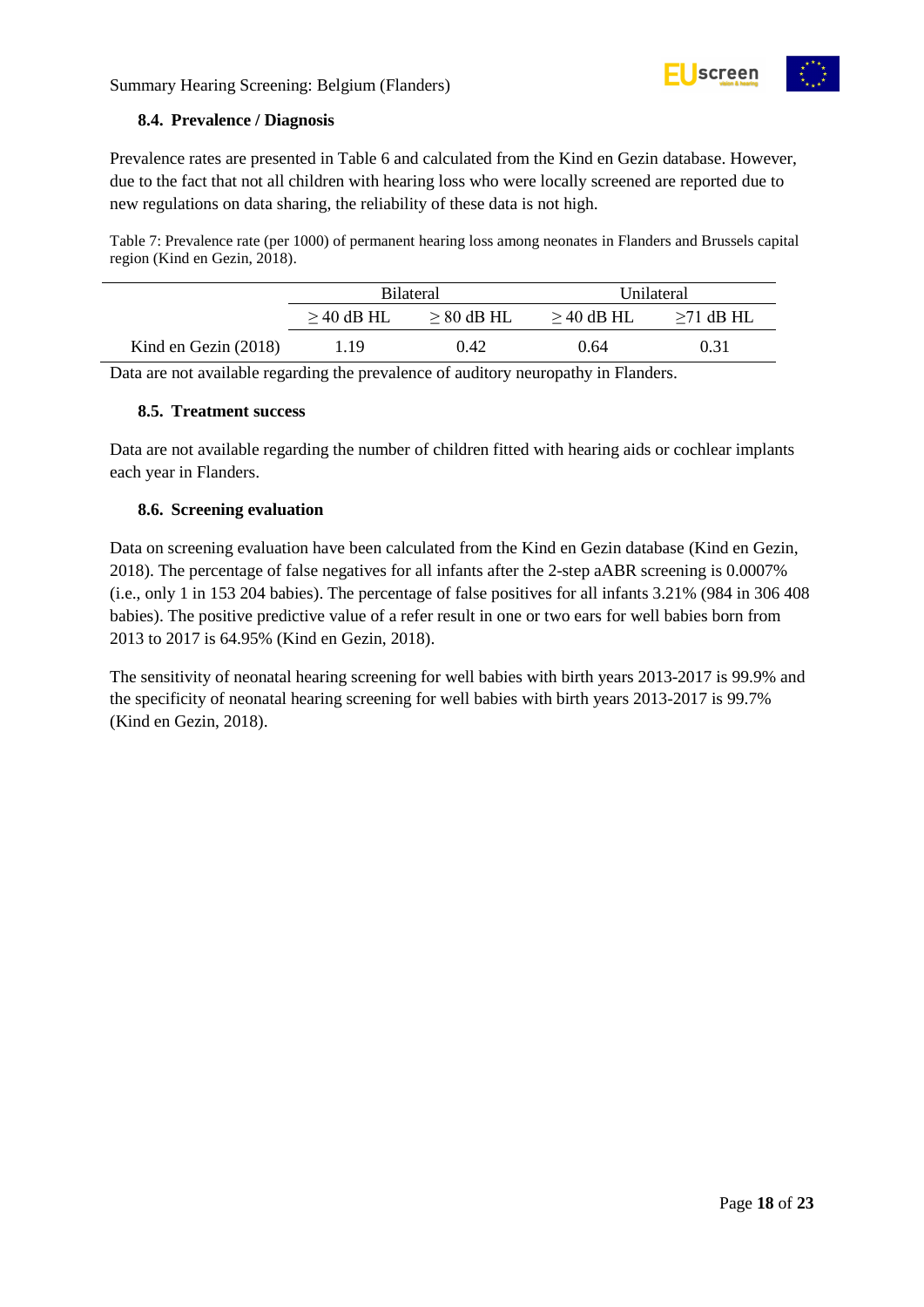### 8.4. Prevalence / Diagnosis

Prevalence rates are presented in Table 6 and calculated from the Kind en Gezin database. However, due to the fact that not all children with hearing loss who were locally screened are reported due to new regulations on data sharing, the reliability of these data is not high.

Table 7: Prevalence rate (per 1000) of permanent hearing loss among neonates in Flanders and Brussels capital region (Kind en Gezin, 2018).

| | Bilateral | | Unilateral | |
|---|---|---|---|---|
| | ≥ 40 dB HL | ≥ 80 dB HL | ≥ 40 dB HL | ≥71 dB HL |
| Kind en Gezin (2018) | 1.19 | 0.42 | 0.64 | 0.31 |

Data are not available regarding the prevalence of auditory neuropathy in Flanders.

### 8.5. Treatment success

Data are not available regarding the number of children fitted with hearing aids or cochlear implants each year in Flanders.

### 8.6. Screening evaluation

Data on screening evaluation have been calculated from the Kind en Gezin database (Kind en Gezin, 2018). The percentage of false negatives for all infants after the 2-step aABR screening is 0.0007% (i.e., only 1 in 153 204 babies). The percentage of false positives for all infants 3.21% (984 in 306 408 babies). The positive predictive value of a refer result in one or two ears for well babies born from 2013 to 2017 is 64.95% (Kind en Gezin, 2018).

The sensitivity of neonatal hearing screening for well babies with birth years 2013-2017 is 99.9% and the specificity of neonatal hearing screening for well babies with birth years 2013-2017 is 99.7% (Kind en Gezin, 2018).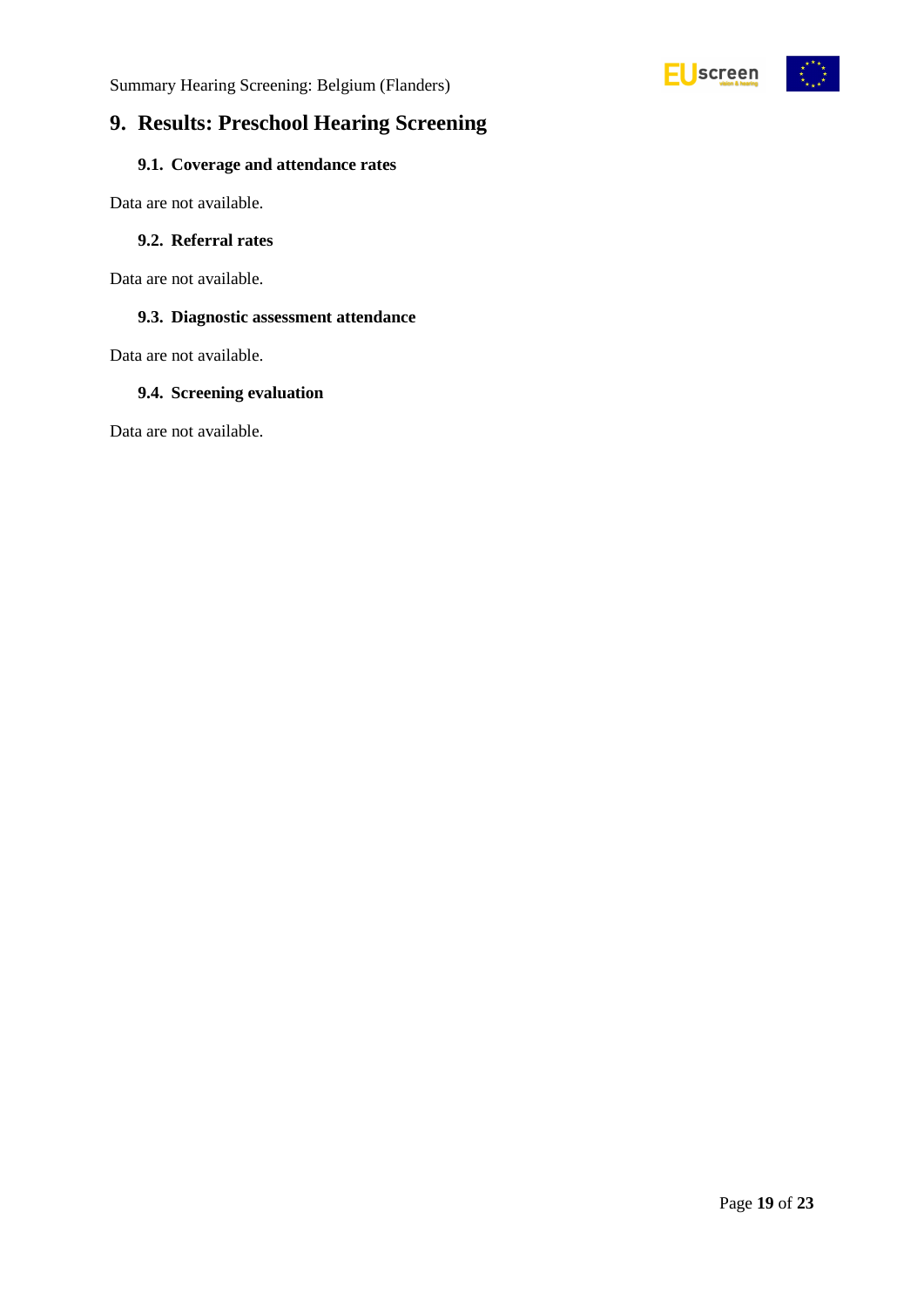## 9. Results: Preschool Hearing Screening

### 9.1. Coverage and attendance rates

Data are not available.

### 9.2. Referral rates

Data are not available.

### 9.3. Diagnostic assessment attendance

Data are not available.

### 9.4. Screening evaluation

Data are not available.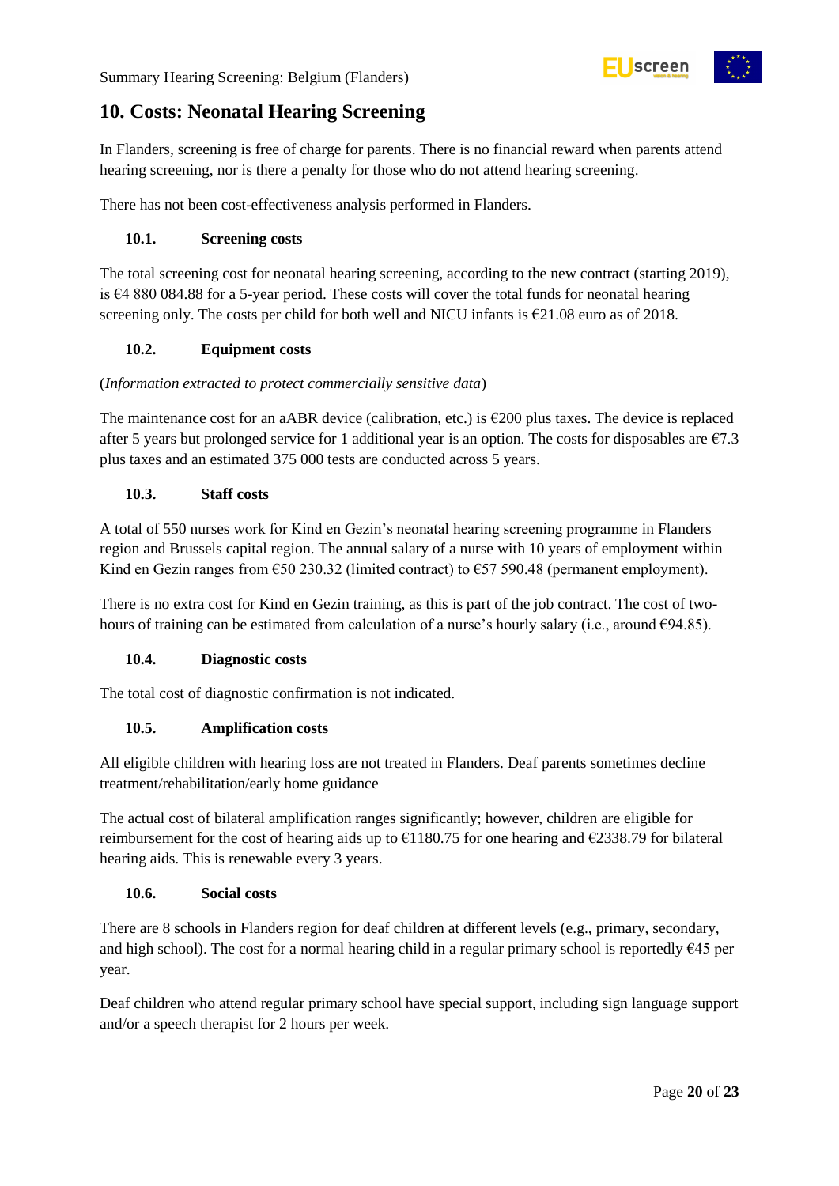## 10. Costs: Neonatal Hearing Screening

In Flanders, screening is free of charge for parents. There is no financial reward when parents attend hearing screening, nor is there a penalty for those who do not attend hearing screening.

There has not been cost-effectiveness analysis performed in Flanders.

### 10.1. Screening costs

The total screening cost for neonatal hearing screening, according to the new contract (starting 2019), is €4 880 084.88 for a 5-year period. These costs will cover the total funds for neonatal hearing screening only. The costs per child for both well and NICU infants is €21.08 euro as of 2018.

### 10.2. Equipment costs

(*Information extracted to protect commercially sensitive data*)

The maintenance cost for an aABR device (calibration, etc.) is €200 plus taxes. The device is replaced after 5 years but prolonged service for 1 additional year is an option. The costs for disposables are €7.3 plus taxes and an estimated 375 000 tests are conducted across 5 years.

### 10.3. Staff costs

A total of 550 nurses work for Kind en Gezin's neonatal hearing screening programme in Flanders region and Brussels capital region. The annual salary of a nurse with 10 years of employment within Kind en Gezin ranges from €50 230.32 (limited contract) to €57 590.48 (permanent employment).

There is no extra cost for Kind en Gezin training, as this is part of the job contract. The cost of two-hours of training can be estimated from calculation of a nurse's hourly salary (i.e., around €94.85).

### 10.4. Diagnostic costs

The total cost of diagnostic confirmation is not indicated.

### 10.5. Amplification costs

All eligible children with hearing loss are not treated in Flanders. Deaf parents sometimes decline treatment/rehabilitation/early home guidance

The actual cost of bilateral amplification ranges significantly; however, children are eligible for reimbursement for the cost of hearing aids up to €1180.75 for one hearing and €2338.79 for bilateral hearing aids. This is renewable every 3 years.

### 10.6. Social costs

There are 8 schools in Flanders region for deaf children at different levels (e.g., primary, secondary, and high school). The cost for a normal hearing child in a regular primary school is reportedly €45 per year.

Deaf children who attend regular primary school have special support, including sign language support and/or a speech therapist for 2 hours per week.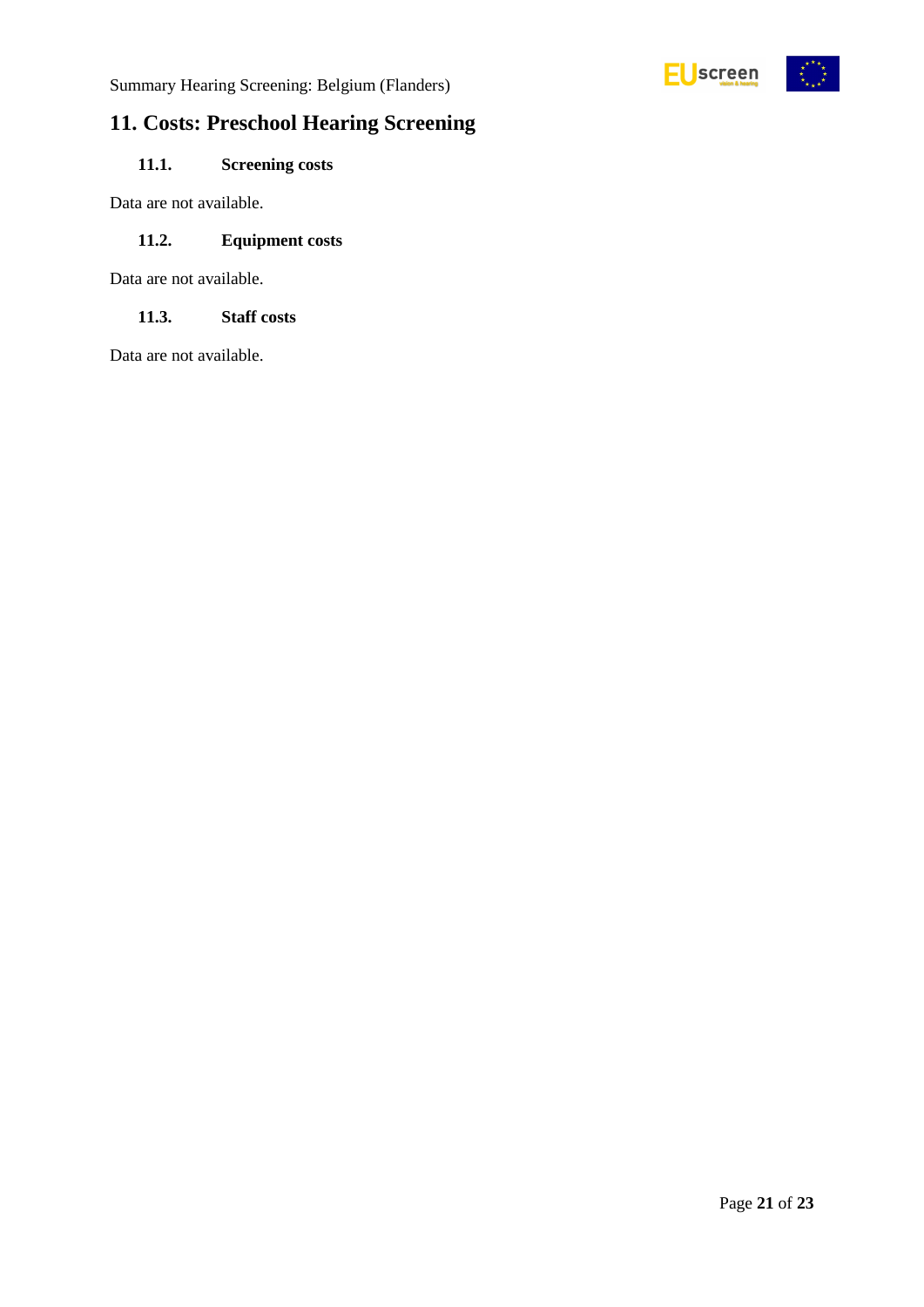## 11. Costs: Preschool Hearing Screening

### 11.1. Screening costs

Data are not available.

### 11.2. Equipment costs

Data are not available.

### 11.3. Staff costs

Data are not available.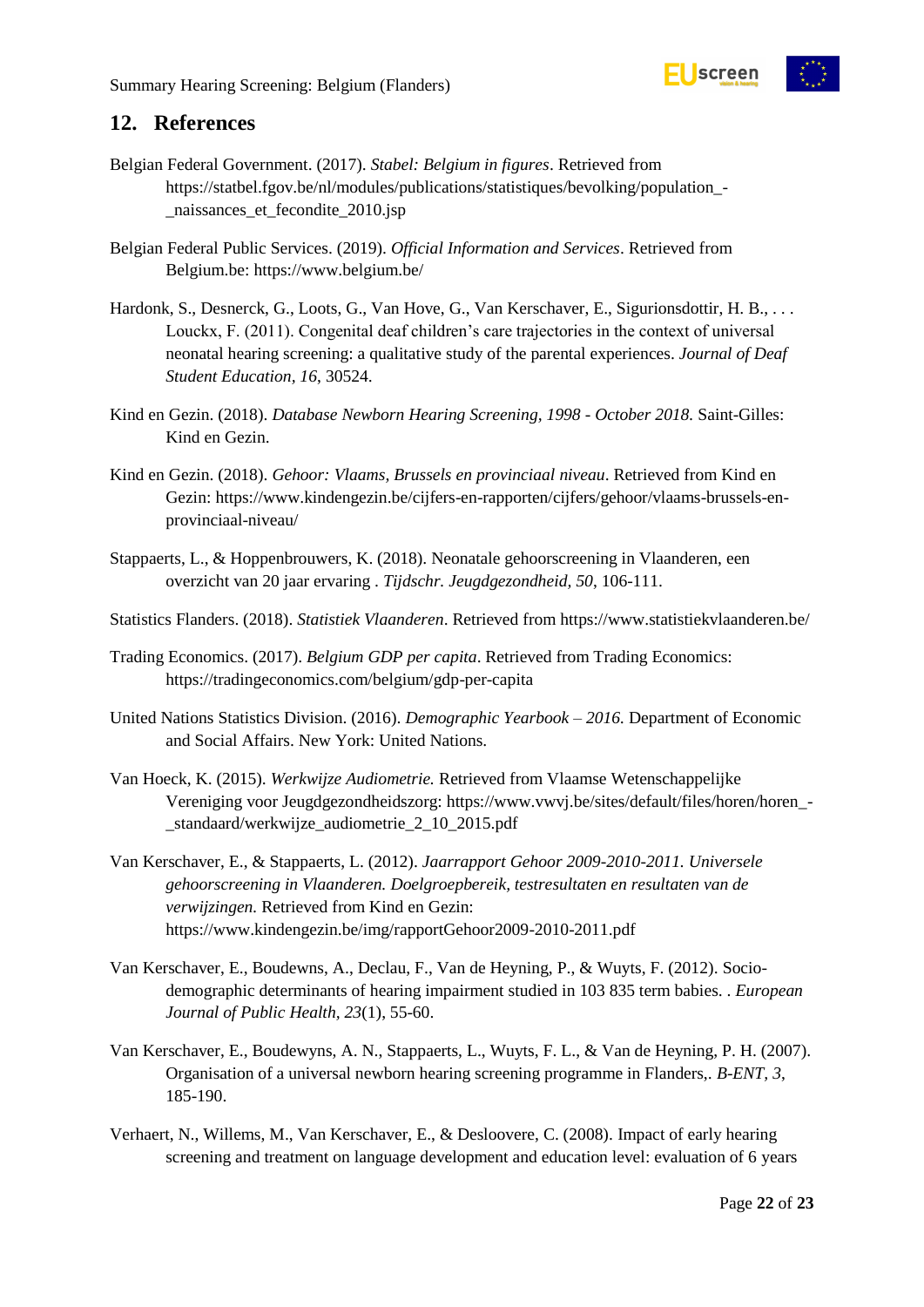## 12. References

Belgian Federal Government. (2017). *Stabel: Belgium in figures*. Retrieved from https://statbel.fgov.be/nl/modules/publications/statistiques/bevolking/population_-_naissances_et_fecondite_2010.jsp

Belgian Federal Public Services. (2019). *Official Information and Services*. Retrieved from Belgium.be: https://www.belgium.be/

Hardonk, S., Desnerck, G., Loots, G., Van Hove, G., Van Kerschaver, E., Sigurionsdottir, H. B., . . . Louckx, F. (2011). Congenital deaf children's care trajectories in the context of universal neonatal hearing screening: a qualitative study of the parental experiences. *Journal of Deaf Student Education, 16*, 30524.

Kind en Gezin. (2018). *Database Newborn Hearing Screening, 1998 - October 2018.* Saint-Gilles: Kind en Gezin.

Kind en Gezin. (2018). *Gehoor: Vlaams, Brussels en provinciaal niveau*. Retrieved from Kind en Gezin: https://www.kindengezin.be/cijfers-en-rapporten/cijfers/gehoor/vlaams-brussels-en-provinciaal-niveau/

Stappaerts, L., & Hoppenbrouwers, K. (2018). Neonatale gehoorscreening in Vlaanderen, een overzicht van 20 jaar ervaring . *Tijdschr. Jeugdgezondheid, 50*, 106-111.

Statistics Flanders. (2018). *Statistiek Vlaanderen*. Retrieved from https://www.statistiekvlaanderen.be/

Trading Economics. (2017). *Belgium GDP per capita*. Retrieved from Trading Economics: https://tradingeconomics.com/belgium/gdp-per-capita

United Nations Statistics Division. (2016). *Demographic Yearbook – 2016.* Department of Economic and Social Affairs. New York: United Nations.

Van Hoeck, K. (2015). *Werkwijze Audiometrie.* Retrieved from Vlaamse Wetenschappelijke Vereniging voor Jeugdgezondheidszorg: https://www.vwvj.be/sites/default/files/horen/horen_-_standaard/werkwijze_audiometrie_2_10_2015.pdf

Van Kerschaver, E., & Stappaerts, L. (2012). *Jaarrapport Gehoor 2009-2010-2011. Universele gehoorscreening in Vlaanderen. Doelgroepbereik, testresultaten en resultaten van de verwijzingen.* Retrieved from Kind en Gezin: https://www.kindengezin.be/img/rapportGehoor2009-2010-2011.pdf

Van Kerschaver, E., Boudewns, A., Declau, F., Van de Heyning, P., & Wuyts, F. (2012). Socio-demographic determinants of hearing impairment studied in 103 835 term babies. . *European Journal of Public Health, 23*(1), 55-60.

Van Kerschaver, E., Boudewyns, A. N., Stappaerts, L., Wuyts, F. L., & Van de Heyning, P. H. (2007). Organisation of a universal newborn hearing screening programme in Flanders,. *B-ENT, 3*, 185-190.

Verhaert, N., Willems, M., Van Kerschaver, E., & Desloovere, C. (2008). Impact of early hearing screening and treatment on language development and education level: evaluation of 6 years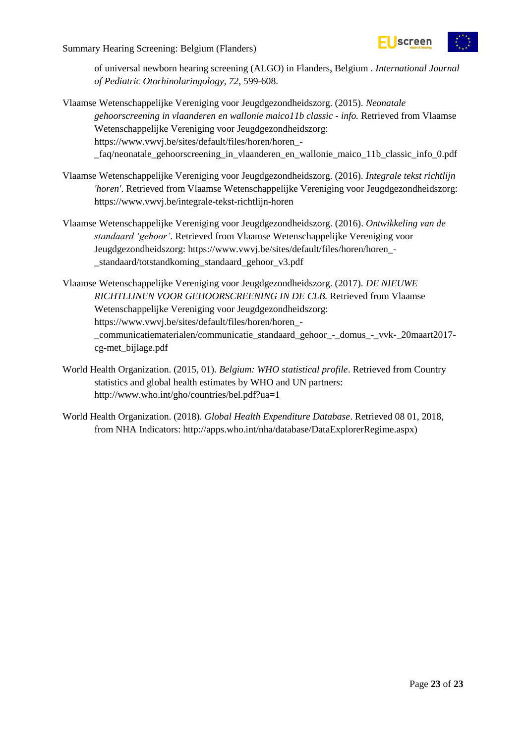of universal newborn hearing screening (ALGO) in Flanders, Belgium . *International Journal of Pediatric Otorhinolaryngology, 72*, 599-608.

Vlaamse Wetenschappelijke Vereniging voor Jeugdgezondheidszorg. (2015). *Neonatale gehoorscreening in vlaanderen en wallonie maico11b classic - info.* Retrieved from Vlaamse Wetenschappelijke Vereniging voor Jeugdgezondheidszorg: https://www.vwvj.be/sites/default/files/horen/horen_-_faq/neonatale_gehoorscreening_in_vlaanderen_en_wallonie_maico_11b_classic_info_0.pdf

Vlaamse Wetenschappelijke Vereniging voor Jeugdgezondheidszorg. (2016). *Integrale tekst richtlijn 'horen'*. Retrieved from Vlaamse Wetenschappelijke Vereniging voor Jeugdgezondheidszorg: https://www.vwvj.be/integrale-tekst-richtlijn-horen

Vlaamse Wetenschappelijke Vereniging voor Jeugdgezondheidszorg. (2016). *Ontwikkeling van de standaard 'gehoor'*. Retrieved from Vlaamse Wetenschappelijke Vereniging voor Jeugdgezondheidszorg: https://www.vwvj.be/sites/default/files/horen/horen_-_standaard/totstandkoming_standaard_gehoor_v3.pdf

Vlaamse Wetenschappelijke Vereniging voor Jeugdgezondheidszorg. (2017). *DE NIEUWE RICHTLIJNEN VOOR GEHOORSCREENING IN DE CLB.* Retrieved from Vlaamse Wetenschappelijke Vereniging voor Jeugdgezondheidszorg: https://www.vwvj.be/sites/default/files/horen/horen_-_communicatiematerialen/communicatie_standaard_gehoor_-_domus_-_vvk-_20maart2017-cg-met_bijlage.pdf

World Health Organization. (2015, 01). *Belgium: WHO statistical profile*. Retrieved from Country statistics and global health estimates by WHO and UN partners: http://www.who.int/gho/countries/bel.pdf?ua=1

World Health Organization. (2018). *Global Health Expenditure Database*. Retrieved 08 01, 2018, from NHA Indicators: http://apps.who.int/nha/database/DataExplorerRegime.aspx)